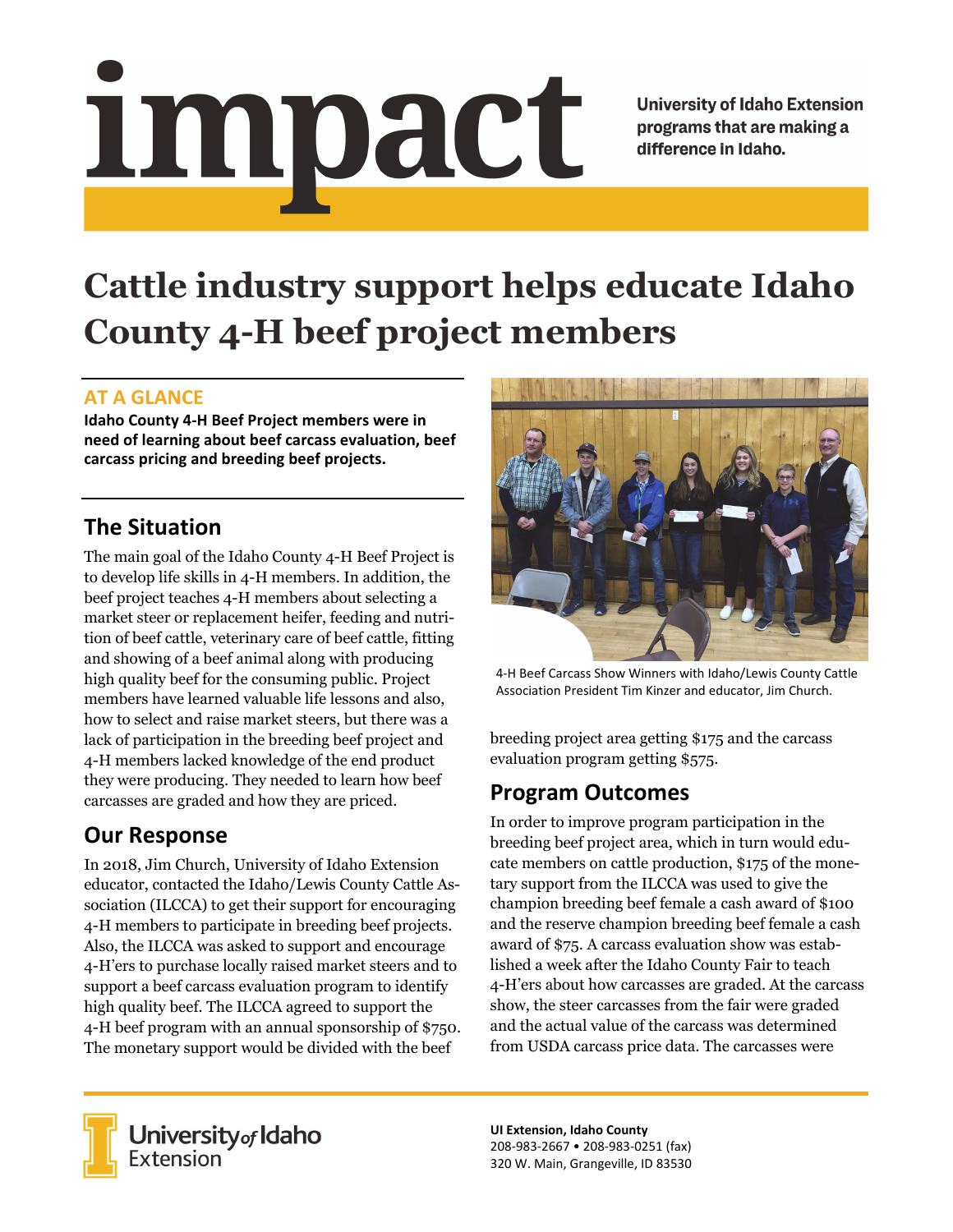# impact

University of Idaho Extension programs that are making a difference in Idaho.

# Cattle industry support helps educate Idaho County 4-H beef project members

### AT A GLANCE

**Idaho County 4-H Beef Project members were in need of learning about beef carcass evaluation, beef carcass pricing and breeding beef projects.**

## The Situation

The main goal of the Idaho County 4-H Beef Project is to develop life skills in 4-H members. In addition, the beef project teaches 4-H members about selecting a market steer or replacement heifer, feeding and nutrition of beef cattle, veterinary care of beef cattle, fitting and showing of a beef animal along with producing high quality beef for the consuming public. Project members have learned valuable life lessons and also, how to select and raise market steers, but there was a lack of participation in the breeding beef project and 4-H members lacked knowledge of the end product they were producing. They needed to learn how beef carcasses are graded and how they are priced.

## Our Response

In 2018, Jim Church, University of Idaho Extension educator, contacted the Idaho/Lewis County Cattle Association (ILCCA) to get their support for encouraging 4-H members to participate in breeding beef projects. Also, the ILCCA was asked to support and encourage 4-H'ers to purchase locally raised market steers and to support a beef carcass evaluation program to identify high quality beef. The ILCCA agreed to support the 4-H beef program with an annual sponsorship of $750. The monetary support would be divided with the beef breeding project area getting $175 and the carcass evaluation program getting $575.

4-H Beef Carcass Show Winners with Idaho/Lewis County Cattle Association President Tim Kinzer and educator, Jim Church.

## Program Outcomes

In order to improve program participation in the breeding beef project area, which in turn would educate members on cattle production, $175 of the monetary support from the ILCCA was used to give the champion breeding beef female a cash award of $100 and the reserve champion breeding beef female a cash award of $75. A carcass evaluation show was established a week after the Idaho County Fair to teach 4-H'ers about how carcasses are graded. At the carcass show, the steer carcasses from the fair were graded and the actual value of the carcass was determined from USDA carcass price data. The carcasses were

University of Idaho Extension

**UI Extension, Idaho County**
208-983-2667 • 208-983-0251 (fax)
320 W. Main, Grangeville, ID 83530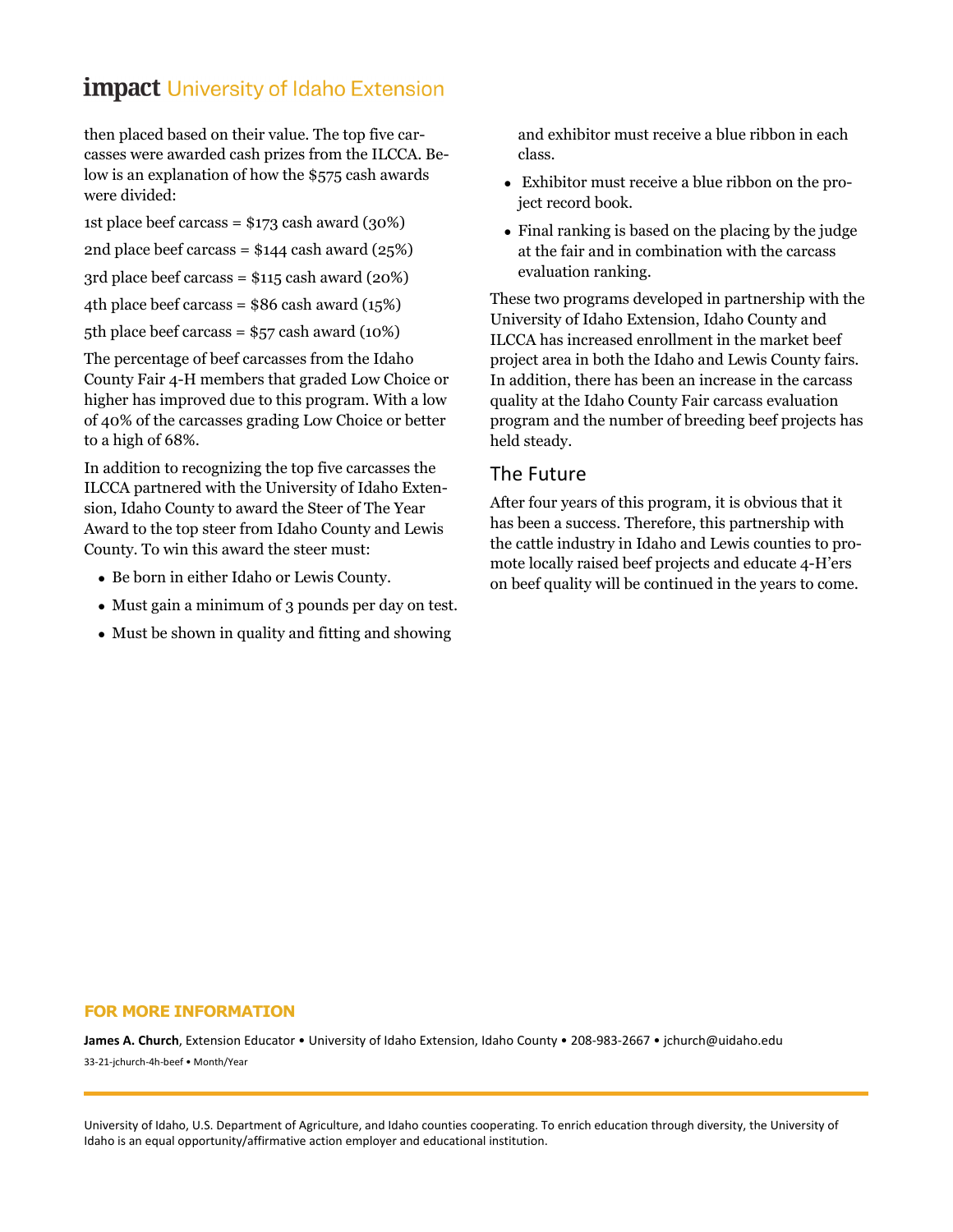then placed based on their value. The top five carcasses were awarded cash prizes from the ILCCA. Below is an explanation of how the $575 cash awards were divided:

1st place beef carcass = $173 cash award (30%)

2nd place beef carcass = $144 cash award (25%)

3rd place beef carcass = $115 cash award (20%)

4th place beef carcass = $86 cash award (15%)

5th place beef carcass = $57 cash award (10%)

The percentage of beef carcasses from the Idaho County Fair 4-H members that graded Low Choice or higher has improved due to this program. With a low of 40% of the carcasses grading Low Choice or better to a high of 68%.

In addition to recognizing the top five carcasses the ILCCA partnered with the University of Idaho Extension, Idaho County to award the Steer of The Year Award to the top steer from Idaho County and Lewis County. To win this award the steer must:

- Be born in either Idaho or Lewis County.
- Must gain a minimum of 3 pounds per day on test.
- Must be shown in quality and fitting and showing and exhibitor must receive a blue ribbon in each class.
- Exhibitor must receive a blue ribbon on the project record book.
- Final ranking is based on the placing by the judge at the fair and in combination with the carcass evaluation ranking.

These two programs developed in partnership with the University of Idaho Extension, Idaho County and ILCCA has increased enrollment in the market beef project area in both the Idaho and Lewis County fairs. In addition, there has been an increase in the carcass quality at the Idaho County Fair carcass evaluation program and the number of breeding beef projects has held steady.

## The Future

After four years of this program, it is obvious that it has been a success. Therefore, this partnership with the cattle industry in Idaho and Lewis counties to promote locally raised beef projects and educate 4-H'ers on beef quality will be continued in the years to come.

### FOR MORE INFORMATION

**James A. Church**, Extension Educator • University of Idaho Extension, Idaho County • 208-983-2667 • jchurch@uidaho.edu

33-21-jchurch-4h-beef • Month/Year

University of Idaho, U.S. Department of Agriculture, and Idaho counties cooperating. To enrich education through diversity, the University of Idaho is an equal opportunity/affirmative action employer and educational institution.